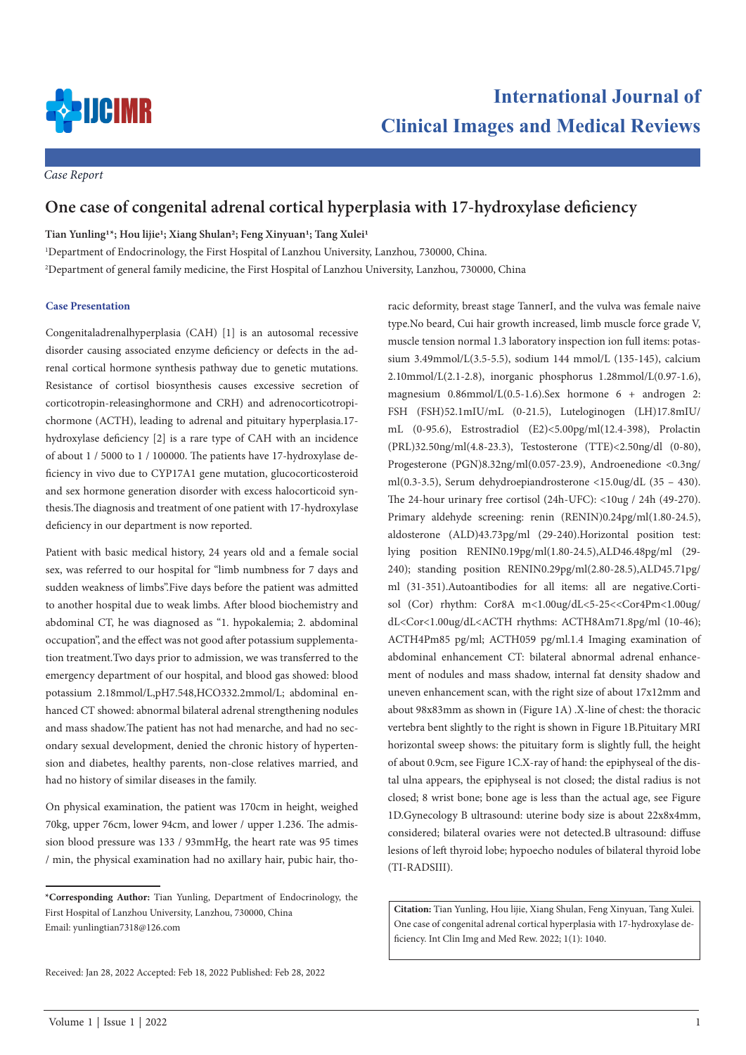*Case Report*

# One case of congenital adrenal cortical hyperplasia with 17-hydroxylase deficiency

**Tian Yunling[1]*; Hou lijie[1]; Xiang Shulan[2]; Feng Xinyuan[1]; Tang Xulei[1]**

[1]Department of Endocrinology, the First Hospital of Lanzhou University, Lanzhou, 730000, China.

[2]Department of general family medicine, the First Hospital of Lanzhou University, Lanzhou, 730000, China

## Case Presentation

Congenitaladrenalhyperplasia (CAH) [1] is an autosomal recessive disorder causing associated enzyme deficiency or defects in the adrenal cortical hormone synthesis pathway due to genetic mutations. Resistance of cortisol biosynthesis causes excessive secretion of corticotropin-releasinghormone and CRH) and adrenocorticotropichormone (ACTH), leading to adrenal and pituitary hyperplasia.17-hydroxylase deficiency [2] is a rare type of CAH with an incidence of about 1 / 5000 to 1 / 100000. The patients have 17-hydroxylase deficiency in vivo due to CYP17A1 gene mutation, glucocorticosteroid and sex hormone generation disorder with excess halocorticoid synthesis.The diagnosis and treatment of one patient with 17-hydroxylase deficiency in our department is now reported.

Patient with basic medical history, 24 years old and a female social sex, was referred to our hospital for "limb numbness for 7 days and sudden weakness of limbs".Five days before the patient was admitted to another hospital due to weak limbs. After blood biochemistry and abdominal CT, he was diagnosed as "1. hypokalemia; 2. abdominal occupation", and the effect was not good after potassium supplementation treatment.Two days prior to admission, we was transferred to the emergency department of our hospital, and blood gas showed: blood potassium 2.18mmol/L,pH7.548,HCO332.2mmol/L; abdominal enhanced CT showed: abnormal bilateral adrenal strengthening nodules and mass shadow.The patient has not had menarche, and had no secondary sexual development, denied the chronic history of hypertension and diabetes, healthy parents, non-close relatives married, and had no history of similar diseases in the family.

On physical examination, the patient was 170cm in height, weighed 70kg, upper 76cm, lower 94cm, and lower / upper 1.236. The admission blood pressure was 133 / 93mmHg, the heart rate was 95 times / min, the physical examination had no axillary hair, pubic hair, thoracic deformity, breast stage TannerI, and the vulva was female naive type.No beard, Cui hair growth increased, limb muscle force grade V, muscle tension normal 1.3 laboratory inspection ion full items: potassium 3.49mmol/L(3.5-5.5), sodium 144 mmol/L (135-145), calcium 2.10mmol/L(2.1-2.8), inorganic phosphorus 1.28mmol/L(0.97-1.6), magnesium 0.86mmol/L(0.5-1.6).Sex hormone 6 + androgen 2: FSH (FSH)52.1mIU/mL (0-21.5), Luteloginogen (LH)17.8mIU/mL (0-95.6), Estrostradiol (E2)<5.00pg/ml(12.4-398), Prolactin (PRL)32.50ng/ml(4.8-23.3), Testosterone (TTE)<2.50ng/dl (0-80), Progesterone (PGN)8.32ng/ml(0.057-23.9), Androenedione <0.3ng/ml(0.3-3.5), Serum dehydroepiandrosterone <15.0ug/dL (35 – 430). The 24-hour urinary free cortisol (24h-UFC): <10ug / 24h (49-270). Primary aldehyde screening: renin (RENIN)0.24pg/ml(1.80-24.5), aldosterone (ALD)43.73pg/ml (29-240).Horizontal position test: lying position RENIN0.19pg/ml(1.80-24.5),ALD46.48pg/ml (29-240); standing position RENIN0.29pg/ml(2.80-28.5),ALD45.71pg/ml (31-351).Autoantibodies for all items: all are negative.Cortisol (Cor) rhythm: Cor8A m<1.00ug/dL<5-25<<Cor4Pm<1.00ug/dL<Cor<1.00ug/dL<ACTH rhythms: ACTH8Am71.8pg/ml (10-46); ACTH4Pm85 pg/ml; ACTH059 pg/ml.1.4 Imaging examination of abdominal enhancement CT: bilateral abnormal adrenal enhancement of nodules and mass shadow, internal fat density shadow and uneven enhancement scan, with the right size of about 17x12mm and about 98x83mm as shown in (Figure 1A) .X-line of chest: the thoracic vertebra bent slightly to the right is shown in Figure 1B.Pituitary MRI horizontal sweep shows: the pituitary form is slightly full, the height of about 0.9cm, see Figure 1C.X-ray of hand: the epiphyseal of the distal ulna appears, the epiphyseal is not closed; the distal radius is not closed; 8 wrist bone; bone age is less than the actual age, see Figure 1D.Gynecology B ultrasound: uterine body size is about 22x8x4mm, considered; bilateral ovaries were not detected.B ultrasound: diffuse lesions of left thyroid lobe; hypoecho nodules of bilateral thyroid lobe (TI-RADSIII).

**\*Corresponding Author:** Tian Yunling, Department of Endocrinology, the First Hospital of Lanzhou University, Lanzhou, 730000, China
Email: yunlingtian7318@126.com

Received: Jan 28, 2022 Accepted: Feb 18, 2022 Published: Feb 28, 2022

**Citation:** Tian Yunling, Hou lijie, Xiang Shulan, Feng Xinyuan, Tang Xulei. One case of congenital adrenal cortical hyperplasia with 17-hydroxylase deficiency. Int Clin Img and Med Rew. 2022; 1(1): 1040.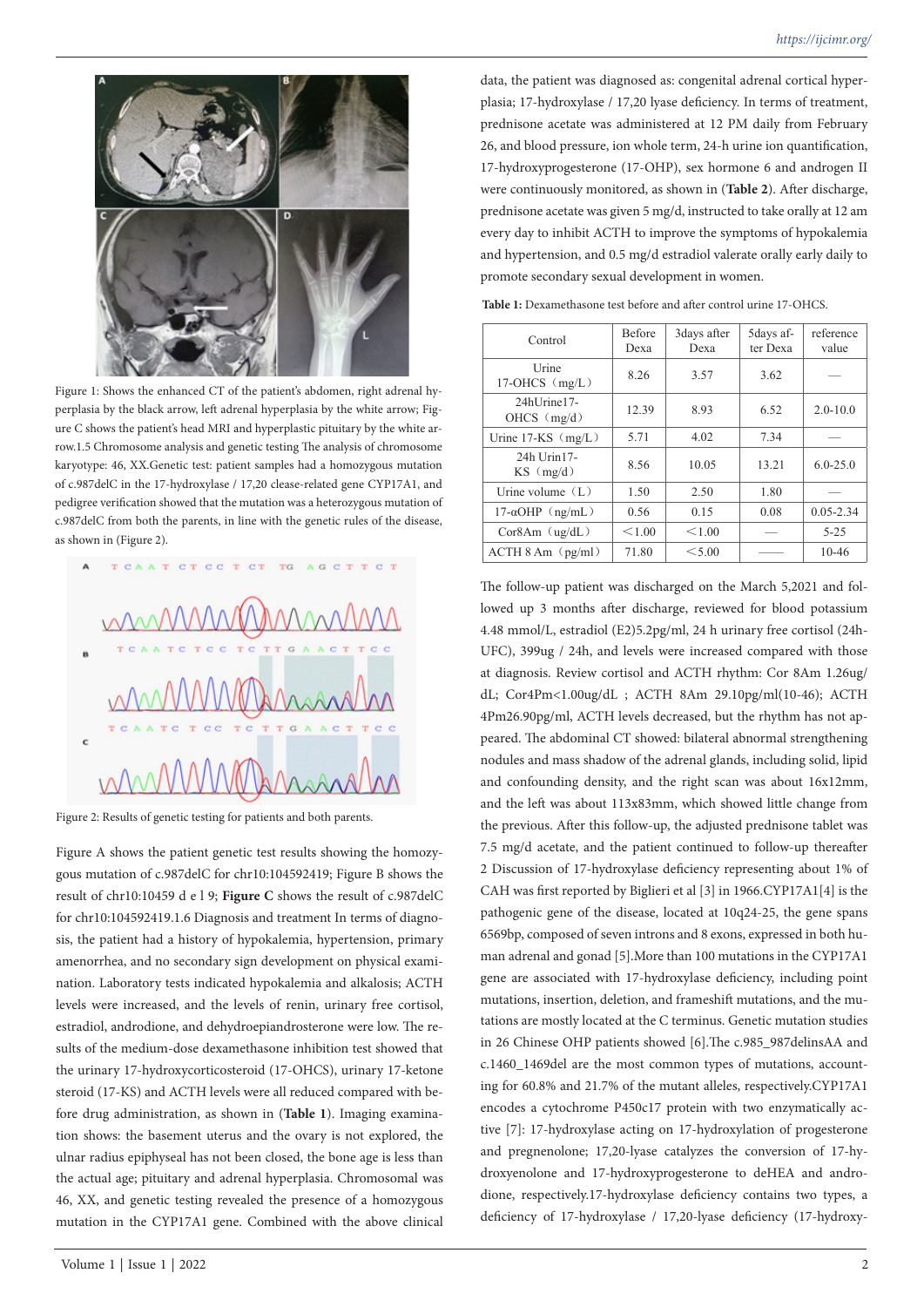Figure 1: Shows the enhanced CT of the patient's abdomen, right adrenal hyperplasia by the black arrow, left adrenal hyperplasia by the white arrow; Figure C shows the patient's head MRI and hyperplastic pituitary by the white arrow.1.5 Chromosome analysis and genetic testing The analysis of chromosome karyotype: 46, XX.Genetic test: patient samples had a homozygous mutation of c.987delC in the 17-hydroxylase / 17,20 clease-related gene CYP17A1, and pedigree verification showed that the mutation was a heterozygous mutation of c.987delC from both the parents, in line with the genetic rules of the disease, as shown in (Figure 2).

Figure 2: Results of genetic testing for patients and both parents.

Figure A shows the patient genetic test results showing the homozygous mutation of c.987delC for chr10:104592419; Figure B shows the result of chr10:10459 d e l 9; **Figure C** shows the result of c.987delC for chr10:104592419.1.6 Diagnosis and treatment In terms of diagnosis, the patient had a history of hypokalemia, hypertension, primary amenorrhea, and no secondary sign development on physical examination. Laboratory tests indicated hypokalemia and alkalosis; ACTH levels were increased, and the levels of renin, urinary free cortisol, estradiol, androdione, and dehydroepiandrosterone were low. The results of the medium-dose dexamethasone inhibition test showed that the urinary 17-hydroxycorticosteroid (17-OHCS), urinary 17-ketone steroid (17-KS) and ACTH levels were all reduced compared with before drug administration, as shown in (**Table 1**). Imaging examination shows: the basement uterus and the ovary is not explored, the ulnar radius epiphyseal has not been closed, the bone age is less than the actual age; pituitary and adrenal hyperplasia. Chromosomal was 46, XX, and genetic testing revealed the presence of a homozygous mutation in the CYP17A1 gene. Combined with the above clinical data, the patient was diagnosed as: congenital adrenal cortical hyperplasia; 17-hydroxylase / 17,20 lyase deficiency. In terms of treatment, prednisone acetate was administered at 12 PM daily from February 26, and blood pressure, ion whole term, 24-h urine ion quantification, 17-hydroxyprogesterone (17-OHP), sex hormone 6 and androgen II were continuously monitored, as shown in (**Table 2**). After discharge, prednisone acetate was given 5 mg/d, instructed to take orally at 12 am every day to inhibit ACTH to improve the symptoms of hypokalemia and hypertension, and 0.5 mg/d estradiol valerate orally early daily to promote secondary sexual development in women.

**Table 1:** Dexamethasone test before and after control urine 17-OHCS.

| Control | Before Dexa | 3days after Dexa | 5days after Dexa | reference value |
|---|---|---|---|---|
| Urine 17-OHCS（mg/L） | 8.26 | 3.57 | 3.62 | — |
| 24hUrine17-OHCS（mg/d） | 12.39 | 8.93 | 6.52 | 2.0-10.0 |
| Urine 17-KS（mg/L） | 5.71 | 4.02 | 7.34 | — |
| 24h Urin17-KS（mg/d） | 8.56 | 10.05 | 13.21 | 6.0-25.0 |
| Urine volume（L） | 1.50 | 2.50 | 1.80 | — |
| 17-αOHP（ng/mL） | 0.56 | 0.15 | 0.08 | 0.05-2.34 |
| Cor8Am（ug/dL） | ＜1.00 | ＜1.00 | — | 5-25 |
| ACTH 8 Am（pg/ml） | 71.80 | ＜5.00 | —— | 10-46 |

The follow-up patient was discharged on the March 5,2021 and followed up 3 months after discharge, reviewed for blood potassium 4.48 mmol/L, estradiol (E2)5.2pg/ml, 24 h urinary free cortisol (24h-UFC), 399ug / 24h, and levels were increased compared with those at diagnosis. Review cortisol and ACTH rhythm: Cor 8Am 1.26ug/dL; Cor4Pm<1.00ug/dL ; ACTH 8Am 29.10pg/ml(10-46); ACTH 4Pm26.90pg/ml, ACTH levels decreased, but the rhythm has not appeared. The abdominal CT showed: bilateral abnormal strengthening nodules and mass shadow of the adrenal glands, including solid, lipid and confounding density, and the right scan was about 16x12mm, and the left was about 113x83mm, which showed little change from the previous. After this follow-up, the adjusted prednisone tablet was 7.5 mg/d acetate, and the patient continued to follow-up thereafter 2 Discussion of 17-hydroxylase deficiency representing about 1% of CAH was first reported by Biglieri et al [3] in 1966.CYP17A1[4] is the pathogenic gene of the disease, located at 10q24-25, the gene spans 6569bp, composed of seven introns and 8 exons, expressed in both human adrenal and gonad [5].More than 100 mutations in the CYP17A1 gene are associated with 17-hydroxylase deficiency, including point mutations, insertion, deletion, and frameshift mutations, and the mutations are mostly located at the C terminus. Genetic mutation studies in 26 Chinese OHP patients showed [6].The c.985_987delinsAA and c.1460_1469del are the most common types of mutations, accounting for 60.8% and 21.7% of the mutant alleles, respectively.CYP17A1 encodes a cytochrome P450c17 protein with two enzymatically active [7]: 17-hydroxylase acting on 17-hydroxylation of progesterone and pregnenolone; 17,20-lyase catalyzes the conversion of 17-hydroxyenolone and 17-hydroxyprogesterone to deHEA and androdione, respectively.17-hydroxylase deficiency contains two types, a deficiency of 17-hydroxylase / 17,20-lyase deficiency (17-hydroxy-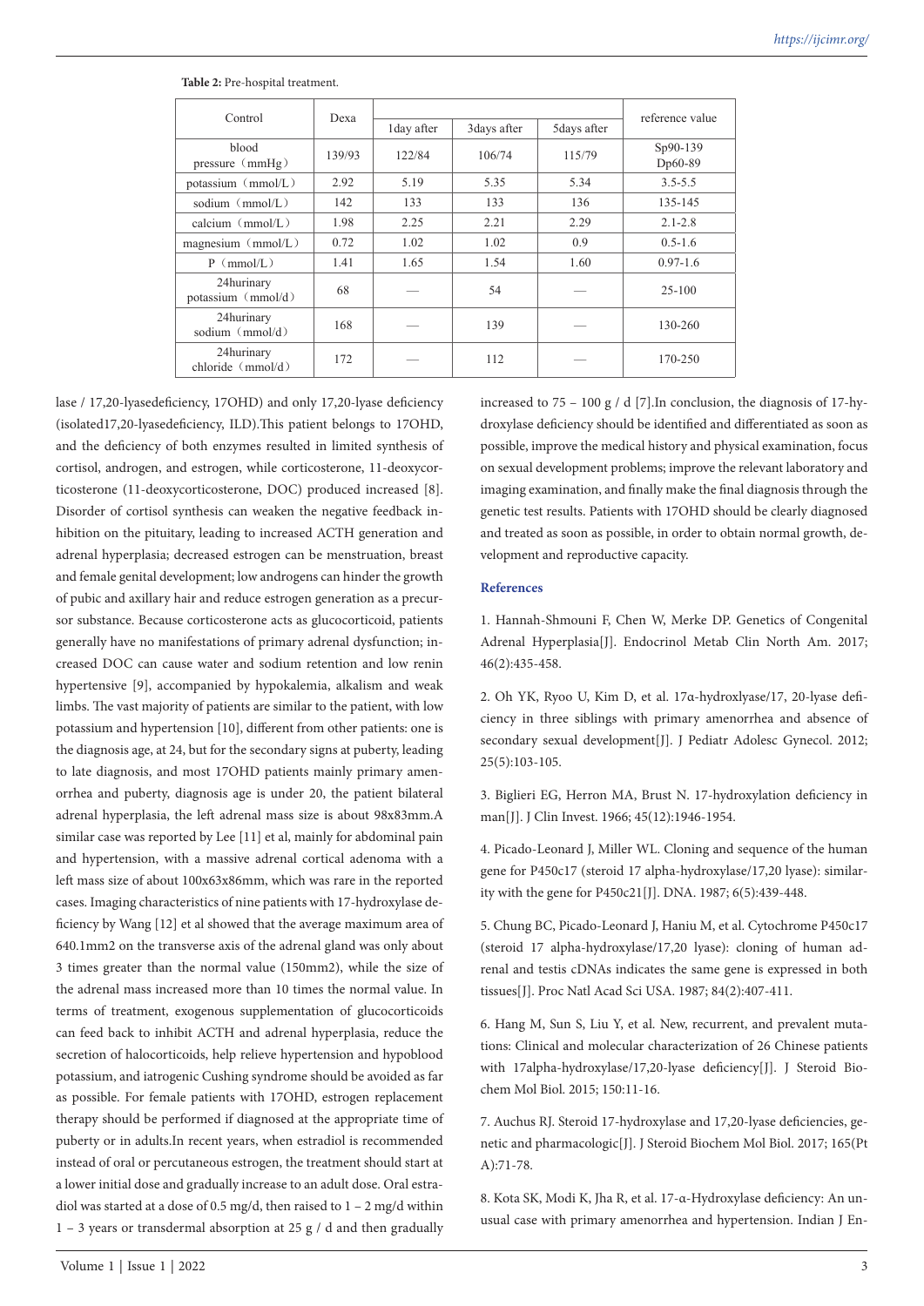**Table 2:** Pre-hospital treatment.

| Control | Dexa | | | | reference value |
|---|---|---|---|---|---|
| | | 1day after | 3days after | 5days after | |
| blood pressure（mmHg） | 139/93 | 122/84 | 106/74 | 115/79 | Sp90-139 Dp60-89 |
| potassium（mmol/L） | 2.92 | 5.19 | 5.35 | 5.34 | 3.5-5.5 |
| sodium（mmol/L） | 142 | 133 | 133 | 136 | 135-145 |
| calcium（mmol/L） | 1.98 | 2.25 | 2.21 | 2.29 | 2.1-2.8 |
| magnesium（mmol/L） | 0.72 | 1.02 | 1.02 | 0.9 | 0.5-1.6 |
| P（mmol/L） | 1.41 | 1.65 | 1.54 | 1.60 | 0.97-1.6 |
| 24hurinary potassium（mmol/d） | 68 | — | 54 | — | 25-100 |
| 24hurinary sodium（mmol/d） | 168 | — | 139 | — | 130-260 |
| 24hurinary chloride（mmol/d） | 172 | — | 112 | — | 170-250 |

lase / 17,20-lyasedeficiency, 17OHD) and only 17,20-lyase deficiency (isolated17,20-lyasedeficiency, ILD).This patient belongs to 17OHD, and the deficiency of both enzymes resulted in limited synthesis of cortisol, androgen, and estrogen, while corticosterone, 11-deoxycorticosterone (11-deoxycorticosterone, DOC) produced increased [8]. Disorder of cortisol synthesis can weaken the negative feedback inhibition on the pituitary, leading to increased ACTH generation and adrenal hyperplasia; decreased estrogen can be menstruation, breast and female genital development; low androgens can hinder the growth of pubic and axillary hair and reduce estrogen generation as a precursor substance. Because corticosterone acts as glucocorticoid, patients generally have no manifestations of primary adrenal dysfunction; increased DOC can cause water and sodium retention and low renin hypertensive [9], accompanied by hypokalemia, alkalism and weak limbs. The vast majority of patients are similar to the patient, with low potassium and hypertension [10], different from other patients: one is the diagnosis age, at 24, but for the secondary signs at puberty, leading to late diagnosis, and most 17OHD patients mainly primary amenorrhea and puberty, diagnosis age is under 20, the patient bilateral adrenal hyperplasia, the left adrenal mass size is about 98x83mm.A similar case was reported by Lee [11] et al, mainly for abdominal pain and hypertension, with a massive adrenal cortical adenoma with a left mass size of about 100x63x86mm, which was rare in the reported cases. Imaging characteristics of nine patients with 17-hydroxylase deficiency by Wang [12] et al showed that the average maximum area of 640.1mm2 on the transverse axis of the adrenal gland was only about 3 times greater than the normal value (150mm2), while the size of the adrenal mass increased more than 10 times the normal value. In terms of treatment, exogenous supplementation of glucocorticoids can feed back to inhibit ACTH and adrenal hyperplasia, reduce the secretion of halocorticoids, help relieve hypertension and hypoblood potassium, and iatrogenic Cushing syndrome should be avoided as far as possible. For female patients with 17OHD, estrogen replacement therapy should be performed if diagnosed at the appropriate time of puberty or in adults.In recent years, when estradiol is recommended instead of oral or percutaneous estrogen, the treatment should start at a lower initial dose and gradually increase to an adult dose. Oral estradiol was started at a dose of 0.5 mg/d, then raised to 1 – 2 mg/d within 1 – 3 years or transdermal absorption at 25 g / d and then gradually increased to 75 – 100 g / d [7].In conclusion, the diagnosis of 17-hydroxylase deficiency should be identified and differentiated as soon as possible, improve the medical history and physical examination, focus on sexual development problems; improve the relevant laboratory and imaging examination, and finally make the final diagnosis through the genetic test results. Patients with 17OHD should be clearly diagnosed and treated as soon as possible, in order to obtain normal growth, development and reproductive capacity.

## References

1. Hannah-Shmouni F, Chen W, Merke DP. Genetics of Congenital Adrenal Hyperplasia[J]. Endocrinol Metab Clin North Am. 2017; 46(2):435-458.

2. Oh YK, Ryoo U, Kim D, et al. 17α-hydroxlyase/17, 20-lyase deficiency in three siblings with primary amenorrhea and absence of secondary sexual development[J]. J Pediatr Adolesc Gynecol. 2012; 25(5):103-105.

3. Biglieri EG, Herron MA, Brust N. 17-hydroxylation deficiency in man[J]. J Clin Invest. 1966; 45(12):1946-1954.

4. Picado-Leonard J, Miller WL. Cloning and sequence of the human gene for P450c17 (steroid 17 alpha-hydroxylase/17,20 lyase): similarity with the gene for P450c21[J]. DNA. 1987; 6(5):439-448.

5. Chung BC, Picado-Leonard J, Haniu M, et al. Cytochrome P450c17 (steroid 17 alpha-hydroxylase/17,20 lyase): cloning of human adrenal and testis cDNAs indicates the same gene is expressed in both tissues[J]. Proc Natl Acad Sci USA. 1987; 84(2):407-411.

6. Hang M, Sun S, Liu Y, et al. New, recurrent, and prevalent mutations: Clinical and molecular characterization of 26 Chinese patients with 17alpha-hydroxylase/17,20-lyase deficiency[J]. J Steroid Biochem Mol Biol. 2015; 150:11-16.

7. Auchus RJ. Steroid 17-hydroxylase and 17,20-lyase deficiencies, genetic and pharmacologic[J]. J Steroid Biochem Mol Biol. 2017; 165(Pt A):71-78.

8. Kota SK, Modi K, Jha R, et al. 17-α-Hydroxylase deficiency: An unusual case with primary amenorrhea and hypertension. Indian J En-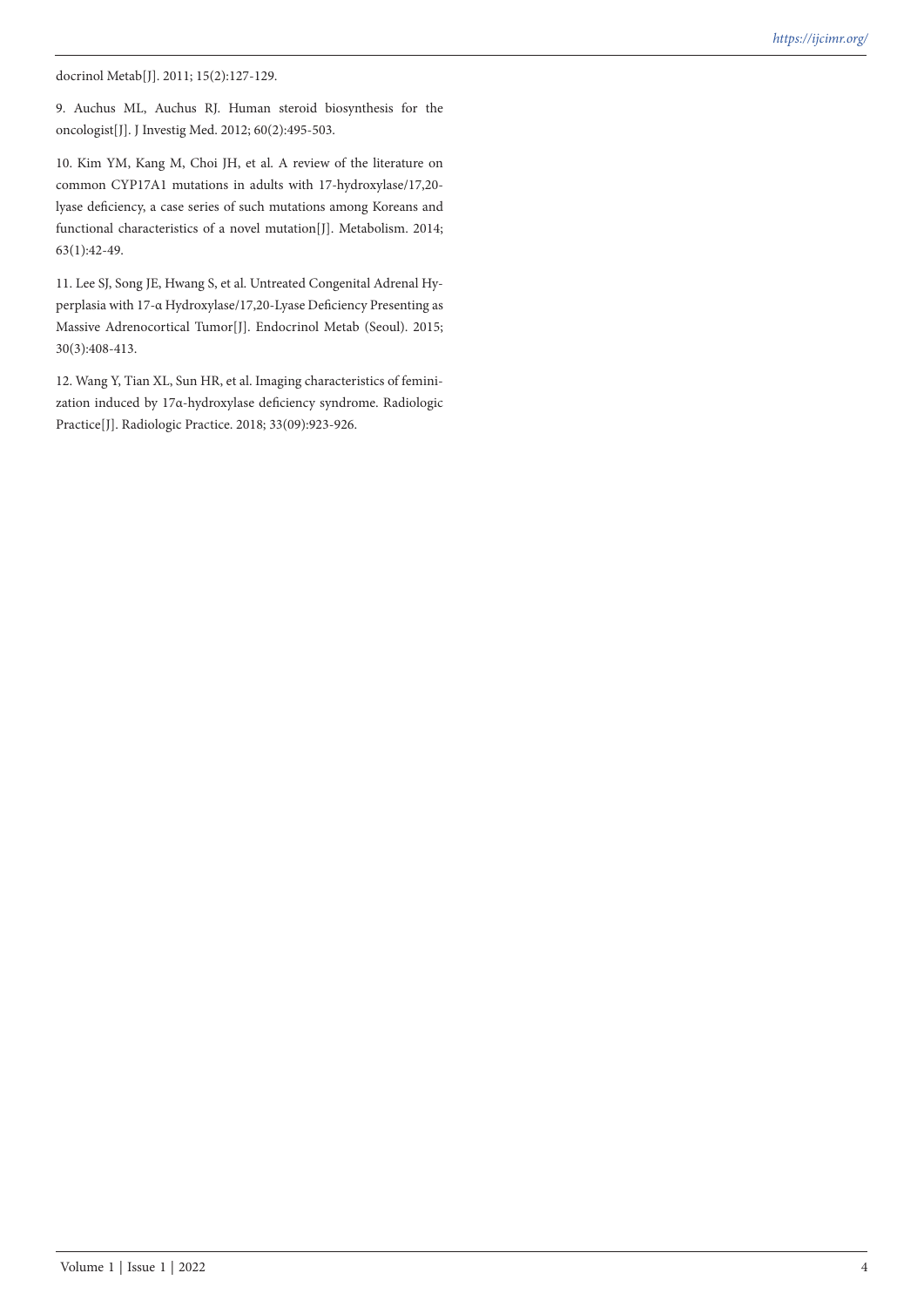docrinol Metab[J]. 2011; 15(2):127-129.

9. Auchus ML, Auchus RJ. Human steroid biosynthesis for the oncologist[J]. J Investig Med. 2012; 60(2):495-503.

10. Kim YM, Kang M, Choi JH, et al. A review of the literature on common CYP17A1 mutations in adults with 17-hydroxylase/17,20-lyase deficiency, a case series of such mutations among Koreans and functional characteristics of a novel mutation[J]. Metabolism. 2014; 63(1):42-49.

11. Lee SJ, Song JE, Hwang S, et al. Untreated Congenital Adrenal Hyperplasia with 17-α Hydroxylase/17,20-Lyase Deficiency Presenting as Massive Adrenocortical Tumor[J]. Endocrinol Metab (Seoul). 2015; 30(3):408-413.

12. Wang Y, Tian XL, Sun HR, et al. Imaging characteristics of feminization induced by 17α-hydroxylase deficiency syndrome. Radiologic Practice[J]. Radiologic Practice. 2018; 33(09):923-926.